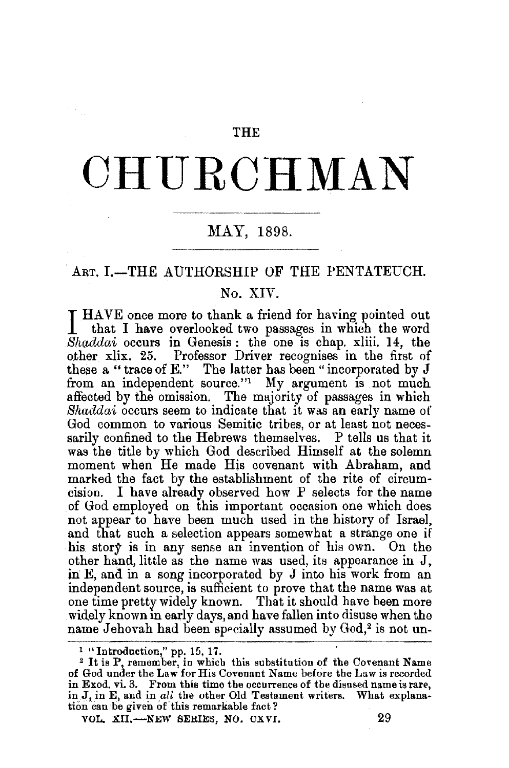# THE CHURCHMAN

## MAY, 1898.

### ART. I.—THE AUTHORSHIP OF THE PENTATEUCH.

#### No. XIV.

I HAVE once more to thank a friend for having pointed out that I have overlooked two passages in which the word *Shaddai* occurs in Genesis: the one is chap. xliii. 14, the other xlix. 25. Professor Driver recognises in the first of these a "trace of E." The latter has been "incorporated by J from an independent source."[1] My argument is not much affected by the omission. The majority of passages in which *Shaddai* occurs seem to indicate that it was an early name of God common to various Semitic tribes, or at least not necessarily confined to the Hebrews themselves. P tells us that it was the title by which God described Himself at the solemn moment when He made His covenant with Abraham, and marked the fact by the establishment of the rite of circumcision. I have already observed how P selects for the name of God employed on this important occasion one which does not appear to have been much used in the history of Israel, and that such a selection appears somewhat a strange one if his story is in any sense an invention of his own. On the other hand, little as the name was used, its appearance in J, in E, and in a song incorporated by J into his work from an independent source, is sufficient to prove that the name was at one time pretty widely known. That it should have been more widely known in early days, and have fallen into disuse when the name Jehovah had been specially assumed by God,[2] is not un-

[1] "Introduction," pp. 15, 17.

[2] It is P, remember, in which this substitution of the Covenant Name of God under the Law for His Covenant Name before the Law is recorded in Exod. vi. 3. From this time the occurrence of the disused name is rare, in J, in E, and in *all* the other Old Testament writers. What explanation can be given of this remarkable fact?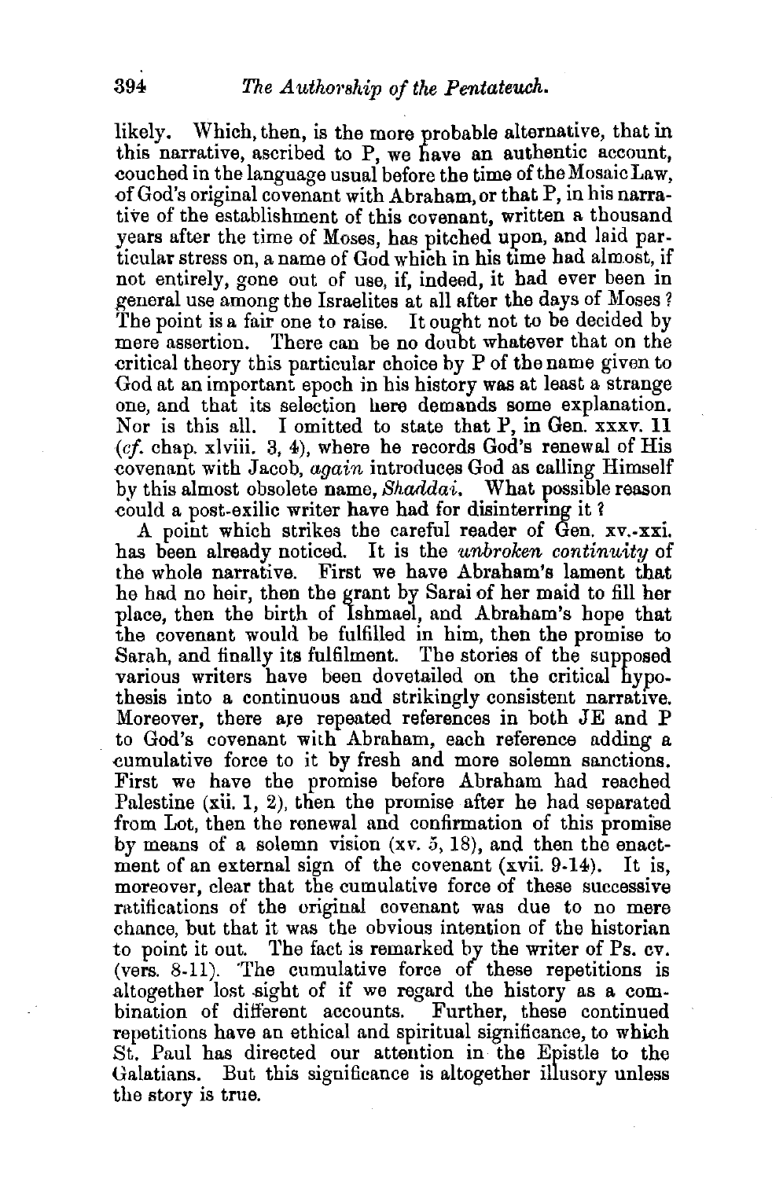likely. Which, then, is the more probable alternative, that in this narrative, ascribed to P, we have an authentic account, couched in the language usual before the time of the Mosaic Law, of God's original covenant with Abraham, or that P, in his narrative of the establishment of this covenant, written a thousand years after the time of Moses, has pitched upon, and laid particular stress on, a name of God which in his time had almost, if not entirely, gone out of use, if, indeed, it had ever been in general use among the Israelites at all after the days of Moses? The point is a fair one to raise. It ought not to be decided by mere assertion. There can be no doubt whatever that on the critical theory this particular choice by P of the name given to God at an important epoch in his history was at least a strange one, and that its selection here demands some explanation. Nor is this all. I omitted to state that P, in Gen. xxxv. 11 (*cf.* chap. xlviii. 3, 4), where he records God's renewal of His covenant with Jacob, *again* introduces God as calling Himself by this almost obsolete name, *Shaddai*. What possible reason could a post-exilic writer have had for disinterring it?

A point which strikes the careful reader of Gen. xv.-xxi. has been already noticed. It is the *unbroken continuity* of the whole narrative. First we have Abraham's lament that he had no heir, then the grant by Sarai of her maid to fill her place, then the birth of Ishmael, and Abraham's hope that the covenant would be fulfilled in him, then the promise to Sarah, and finally its fulfilment. The stories of the supposed various writers have been dovetailed on the critical hypothesis into a continuous and strikingly consistent narrative. Moreover, there are repeated references in both JE and P to God's covenant with Abraham, each reference adding a cumulative force to it by fresh and more solemn sanctions. First we have the promise before Abraham had reached Palestine (xii. 1, 2), then the promise after he had separated from Lot, then the renewal and confirmation of this promise by means of a solemn vision (xv. 5, 18), and then the enactment of an external sign of the covenant (xvii. 9-14). It is, moreover, clear that the cumulative force of these successive ratifications of the original covenant was due to no mere chance, but that it was the obvious intention of the historian to point it out. The fact is remarked by the writer of Ps. cv. (vers. 8-11). The cumulative force of these repetitions is altogether lost sight of if we regard the history as a combination of different accounts. Further, these continued repetitions have an ethical and spiritual significance, to which St. Paul has directed our attention in the Epistle to the Galatians. But this significance is altogether illusory unless the story is true.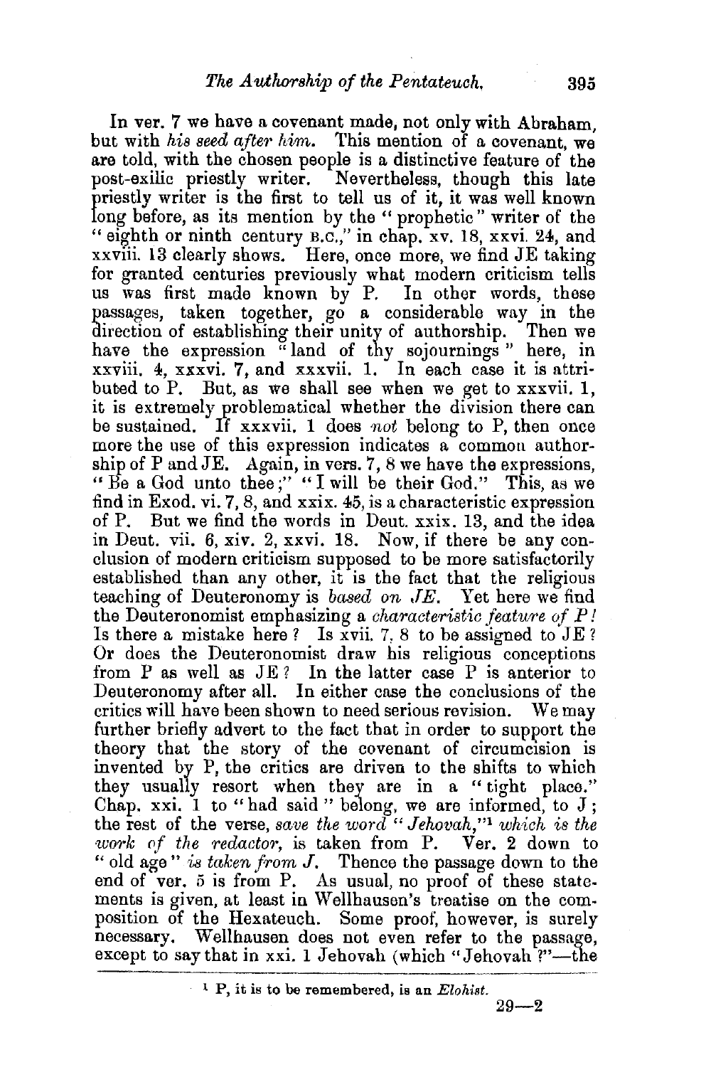In ver. 7 we have a covenant made, not only with Abraham, but with *his seed after him*. This mention of a covenant, we are told, with the chosen people is a distinctive feature of the post-exilic priestly writer. Nevertheless, though this late priestly writer is the first to tell us of it, it was well known long before, as its mention by the "prophetic" writer of the "eighth or ninth century B.C.," in chap. xv. 18, xxvi. 24, and xxviii. 13 clearly shows. Here, once more, we find JE taking for granted centuries previously what modern criticism tells us was first made known by P. In other words, these passages, taken together, go a considerable way in the direction of establishing their unity of authorship. Then we have the expression "land of thy sojournings" here, in xxviii. 4, xxxvi. 7, and xxxvii. 1. In each case it is attributed to P. But, as we shall see when we get to xxxvii. 1, it is extremely problematical whether the division there can be sustained. If xxxvii. 1 does *not* belong to P, then once more the use of this expression indicates a common authorship of P and JE. Again, in vers. 7, 8 we have the expressions, "Be a God unto thee;" "I will be their God." This, as we find in Exod. vi. 7, 8, and xxix. 45, is a characteristic expression of P. But we find the words in Deut. xxix. 13, and the idea in Deut. vii. 6, xiv. 2, xxvi. 18. Now, if there be any conclusion of modern criticism supposed to be more satisfactorily established than any other, it is the fact that the religious teaching of Deuteronomy is *based on JE*. Yet here we find the Deuteronomist emphasizing a *characteristic feature of P!* Is there a mistake here? Is xvii. 7, 8 to be assigned to JE? Or does the Deuteronomist draw his religious conceptions from P as well as JE? In the latter case P is anterior to Deuteronomy after all. In either case the conclusions of the critics will have been shown to need serious revision. We may further briefly advert to the fact that in order to support the theory that the story of the covenant of circumcision is invented by P, the critics are driven to the shifts to which they usually resort when they are in a "tight place." Chap. xxi. 1 to "had said" belong, we are informed, to J; the rest of the verse, *save the word "Jehovah,"*[1] *which is the work of the redactor*, is taken from P. Ver. 2 down to "old age" *is taken from J*. Thence the passage down to the end of ver. 5 is from P. As usual, no proof of these statements is given, at least in Wellhausen's treatise on the composition of the Hexateuch. Some proof, however, is surely necessary. Wellhausen does not even refer to the passage, except to say that in xxi. 1 Jehovah (which "Jehovah?"—the

[1] P, it is to be remembered, is an *Elohist*.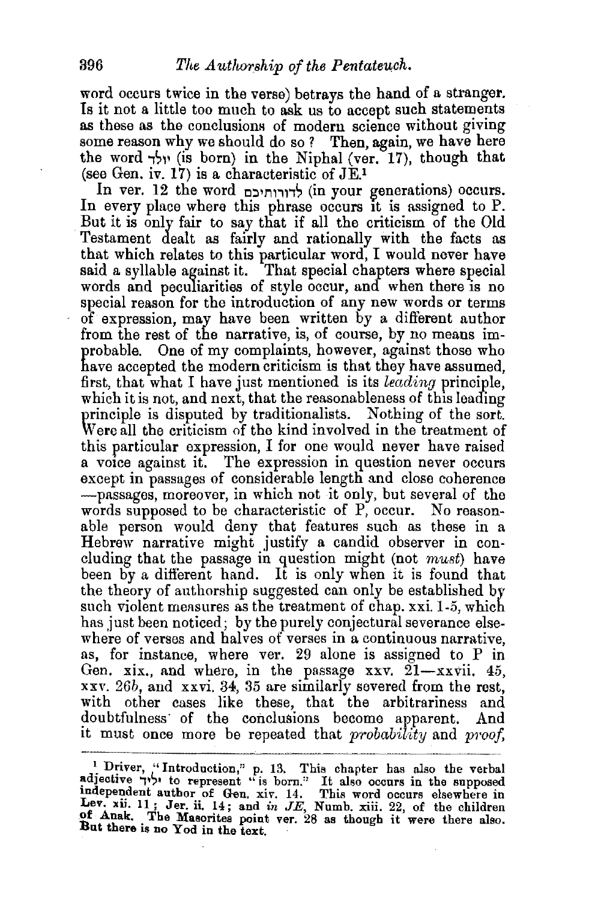word occurs twice in the verse) betrays the hand of a stranger. Is it not a little too much to ask us to accept such statements as these as the conclusions of modern science without giving some reason why we should do so? Then, again, we have here the word יִוָּלֵד (is born) in the Niphal (ver. 17), though that (see Gen. iv. 17) is a characteristic of JE.[1]

In ver. 12 the word לדורותיכם (in your generations) occurs. In every place where this phrase occurs it is assigned to P. But it is only fair to say that if all the criticism of the Old Testament dealt as fairly and rationally with the facts as that which relates to this particular word, I would never have said a syllable against it. That special chapters where special words and peculiarities of style occur, and when there is no special reason for the introduction of any new words or terms of expression, may have been written by a different author from the rest of the narrative, is, of course, by no means improbable. One of my complaints, however, against those who have accepted the modern criticism is that they have assumed, first, that what I have just mentioned is its *leading* principle, which it is not, and next, that the reasonableness of this leading principle is disputed by traditionalists. Nothing of the sort. Were all the criticism of the kind involved in the treatment of this particular expression, I for one would never have raised a voice against it. The expression in question never occurs except in passages of considerable length and close coherence —passages, moreover, in which not it only, but several of the words supposed to be characteristic of P, occur. No reasonable person would deny that features such as these in a Hebrew narrative might justify a candid observer in concluding that the passage in question might (not *must*) have been by a different hand. It is only when it is found that the theory of authorship suggested can only be established by such violent measures as the treatment of chap. xxi. 1-5, which has just been noticed; by the purely conjectural severance elsewhere of verses and halves of verses in a continuous narrative, as, for instance, where ver. 29 alone is assigned to P in Gen. xix., and where, in the passage xxv. 21—xxvii. 45, xxv. 26*b*, and xxvi. 34, 35 are similarly severed from the rest, with other cases like these, that the arbitrariness and doubtfulness of the conclusions become apparent. And it must once more be repeated that *probability* and *proof*,

---

[1] Driver, "Introduction," p. 13. This chapter has also the verbal adjective יליד to represent "is born." It also occurs in the supposed independent author of Gen. xiv. 14. This word occurs elsewhere in Lev. xii. 11; Jer. ii. 14; and *in JE*, Numb. xiii. 22, of the children of Anak. The Masorites point ver. 28 as though it were there also. But there is no Yod in the text.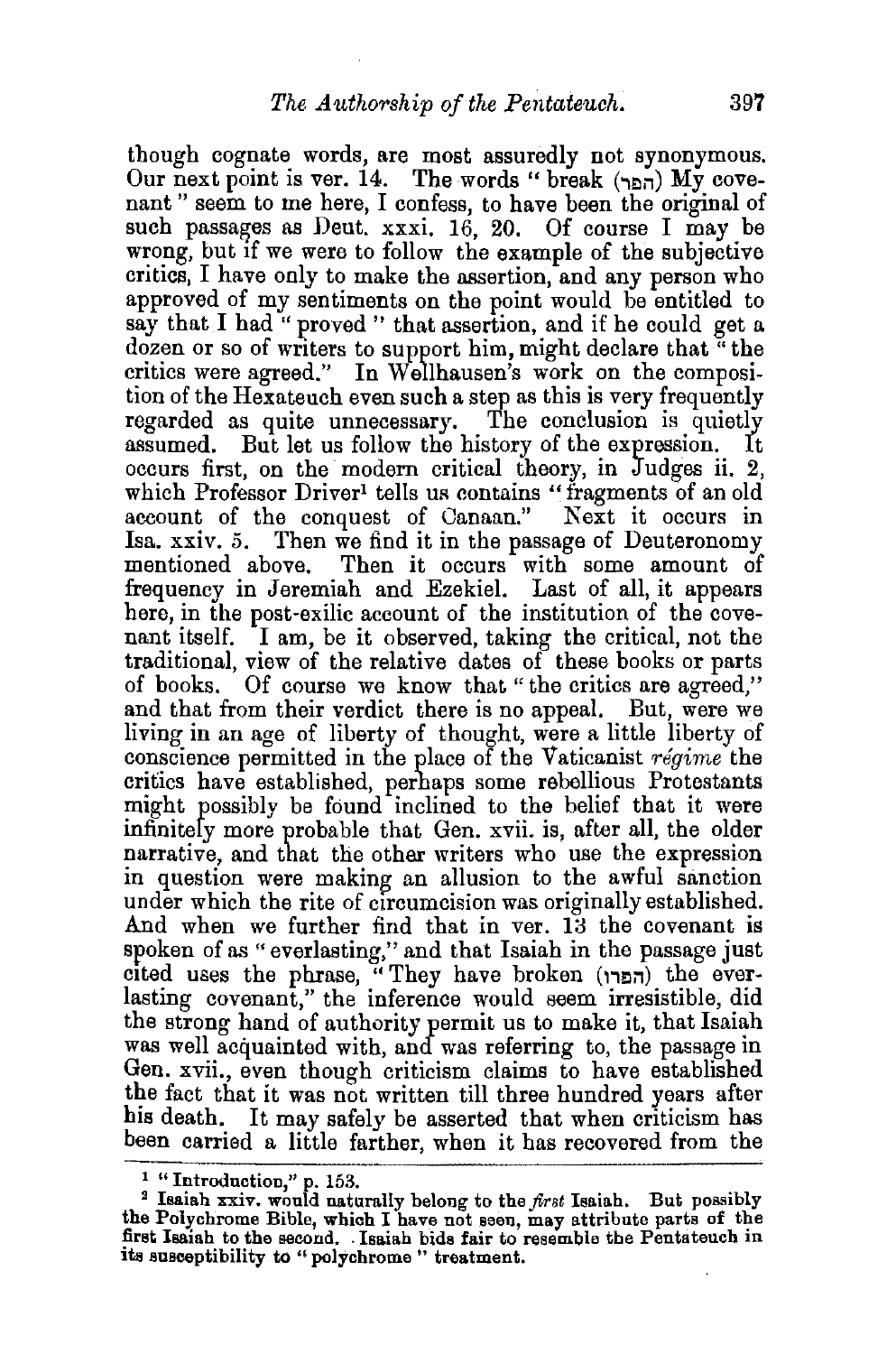though cognate words, are most assuredly not synonymous. Our next point is ver. 14. The words "break (הפר) My covenant" seem to me here, I confess, to have been the original of such passages as Deut. xxxi. 16, 20. Of course I may be wrong, but if we were to follow the example of the subjective critics, I have only to make the assertion, and any person who approved of my sentiments on the point would be entitled to say that I had "proved" that assertion, and if he could get a dozen or so of writers to support him, might declare that "the critics were agreed." In Wellhausen's work on the composition of the Hexateuch even such a step as this is very frequently regarded as quite unnecessary. The conclusion is quietly assumed. But let us follow the history of the expression. It occurs first, on the modern critical theory, in Judges ii. 2, which Professor Driver[1] tells us contains "fragments of an old account of the conquest of Canaan." Next it occurs in Isa. xxiv. 5. Then we find it in the passage of Deuteronomy mentioned above. Then it occurs with some amount of frequency in Jeremiah and Ezekiel. Last of all, it appears here, in the post-exilic account of the institution of the covenant itself. I am, be it observed, taking the critical, not the traditional, view of the relative dates of these books or parts of books. Of course we know that "the critics are agreed," and that from their verdict there is no appeal. But, were we living in an age of liberty of thought, were a little liberty of conscience permitted in the place of the Vaticanist *régime* the critics have established, perhaps some rebellious Protestants might possibly be found inclined to the belief that it were infinitely more probable that Gen. xvii. is, after all, the older narrative, and that the other writers who use the expression in question were making an allusion to the awful sanction under which the rite of circumcision was originally established. And when we further find that in ver. 13 the covenant is spoken of as "everlasting," and that Isaiah in the passage just cited uses the phrase, "They have broken (הפרו) the everlasting covenant," the inference would seem irresistible, did the strong hand of authority permit us to make it, that Isaiah was well acquainted with, and was referring to, the passage in Gen. xvii., even though criticism claims to have established the fact that it was not written till three hundred years after his death. It may safely be asserted that when criticism has been carried a little farther, when it has recovered from the

---

[1] "Introduction," p. 153.

[2] Isaiah xxiv. would naturally belong to the *first* Isaiah. But possibly the Polychrome Bible, which I have not seen, may attribute parts of the first Isaiah to the second. Isaiah bids fair to resemble the Pentateuch in its susceptibility to "polychrome" treatment.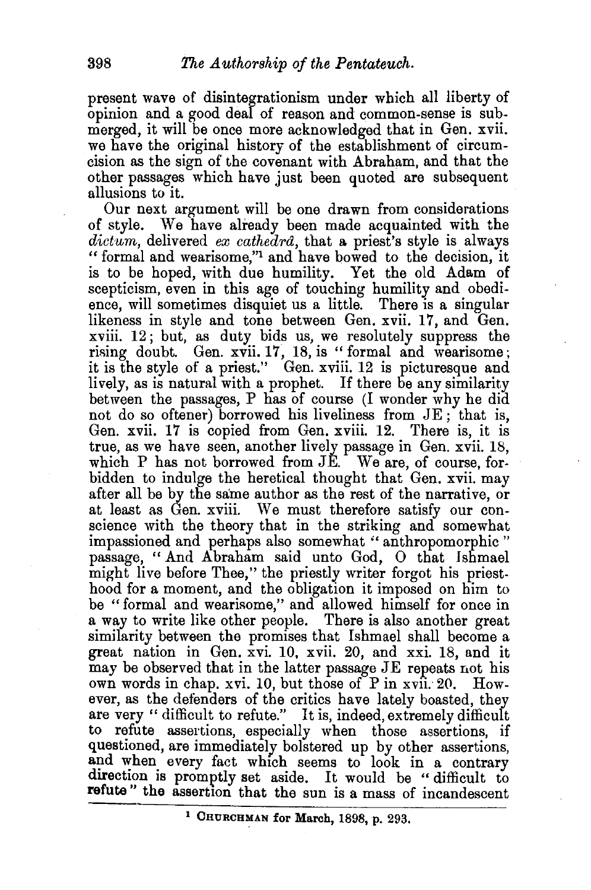present wave of disintegrationism under which all liberty of opinion and a good deal of reason and common-sense is submerged, it will be once more acknowledged that in Gen. xvii. we have the original history of the establishment of circumcision as the sign of the covenant with Abraham, and that the other passages which have just been quoted are subsequent allusions to it.

Our next argument will be one drawn from considerations of style. We have already been made acquainted with the *dictum*, delivered *ex cathedrâ*, that a priest's style is always "formal and wearisome,"[1] and have bowed to the decision, it is to be hoped, with due humility. Yet the old Adam of scepticism, even in this age of touching humility and obedience, will sometimes disquiet us a little. There is a singular likeness in style and tone between Gen. xvii. 17, and Gen. xviii. 12; but, as duty bids us, we resolutely suppress the rising doubt. Gen. xvii. 17, 18, is "formal and wearisome; it is the style of a priest." Gen. xviii. 12 is picturesque and lively, as is natural with a prophet. If there be any similarity between the passages, P has of course (I wonder why he did not do so oftener) borrowed his liveliness from JE; that is, Gen. xvii. 17 is copied from Gen. xviii. 12. There is, it is true, as we have seen, another lively passage in Gen. xvii. 18, which P has not borrowed from JE. We are, of course, forbidden to indulge the heretical thought that Gen. xvii. may after all be by the same author as the rest of the narrative, or at least as Gen. xviii. We must therefore satisfy our conscience with the theory that in the striking and somewhat impassioned and perhaps also somewhat "anthropomorphic" passage, "And Abraham said unto God, O that Ishmael might live before Thee," the priestly writer forgot his priesthood for a moment, and the obligation it imposed on him to be "formal and wearisome," and allowed himself for once in a way to write like other people. There is also another great similarity between the promises that Ishmael shall become a great nation in Gen. xvi. 10, xvii. 20, and xxi. 18, and it may be observed that in the latter passage JE repeats not his own words in chap. xvi. 10, but those of P in xvii. 20. However, as the defenders of the critics have lately boasted, they are very "difficult to refute." It is, indeed, extremely difficult to refute assertions, especially when those assertions, if questioned, are immediately bolstered up by other assertions, and when every fact which seems to look in a contrary direction is promptly set aside. It would be "difficult to refute" the assertion that the sun is a mass of incandescent

[1] CHURCHMAN for March, 1898, p. 293.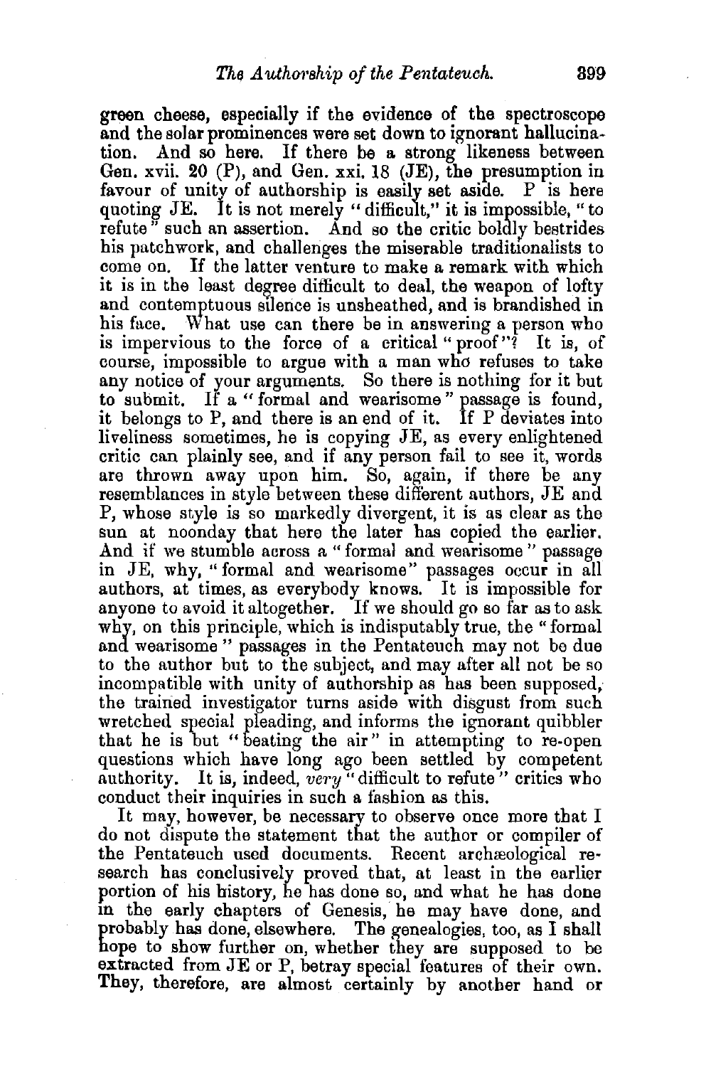green cheese, especially if the evidence of the spectroscope and the solar prominences were set down to ignorant hallucination. And so here. If there be a strong likeness between Gen. xvii. 20 (P), and Gen. xxi. 18 (JE), the presumption in favour of unity of authorship is easily set aside. P is here quoting JE. It is not merely "difficult," it is impossible, "to refute" such an assertion. And so the critic boldly bestrides his patchwork, and challenges the miserable traditionalists to come on. If the latter venture to make a remark with which it is in the least degree difficult to deal, the weapon of lofty and contemptuous silence is unsheathed, and is brandished in his face. What use can there be in answering a person who is impervious to the force of a critical "proof"? It is, of course, impossible to argue with a man who refuses to take any notice of your arguments. So there is nothing for it but to submit. If a "formal and wearisome" passage is found, it belongs to P, and there is an end of it. If P deviates into liveliness sometimes, he is copying JE, as every enlightened critic can plainly see, and if any person fail to see it, words are thrown away upon him. So, again, if there be any resemblances in style between these different authors, JE and P, whose style is so markedly divergent, it is as clear as the sun at noonday that here the later has copied the earlier. And if we stumble across a "formal and wearisome" passage in JE, why, "formal and wearisome" passages occur in all authors, at times, as everybody knows. It is impossible for anyone to avoid it altogether. If we should go so far as to ask why, on this principle, which is indisputably true, the "formal and wearisome" passages in the Pentateuch may not be due to the author but to the subject, and may after all not be so incompatible with unity of authorship as has been supposed, the trained investigator turns aside with disgust from such wretched special pleading, and informs the ignorant quibbler that he is but "beating the air" in attempting to re-open questions which have long ago been settled by competent authority. It is, indeed, *very* "difficult to refute" critics who conduct their inquiries in such a fashion as this.

It may, however, be necessary to observe once more that I do not dispute the statement that the author or compiler of the Pentateuch used documents. Recent archæological research has conclusively proved that, at least in the earlier portion of his history, he has done so, and what he has done in the early chapters of Genesis, he may have done, and probably has done, elsewhere. The genealogies, too, as I shall hope to show further on, whether they are supposed to be extracted from JE or P, betray special features of their own. They, therefore, are almost certainly by another hand or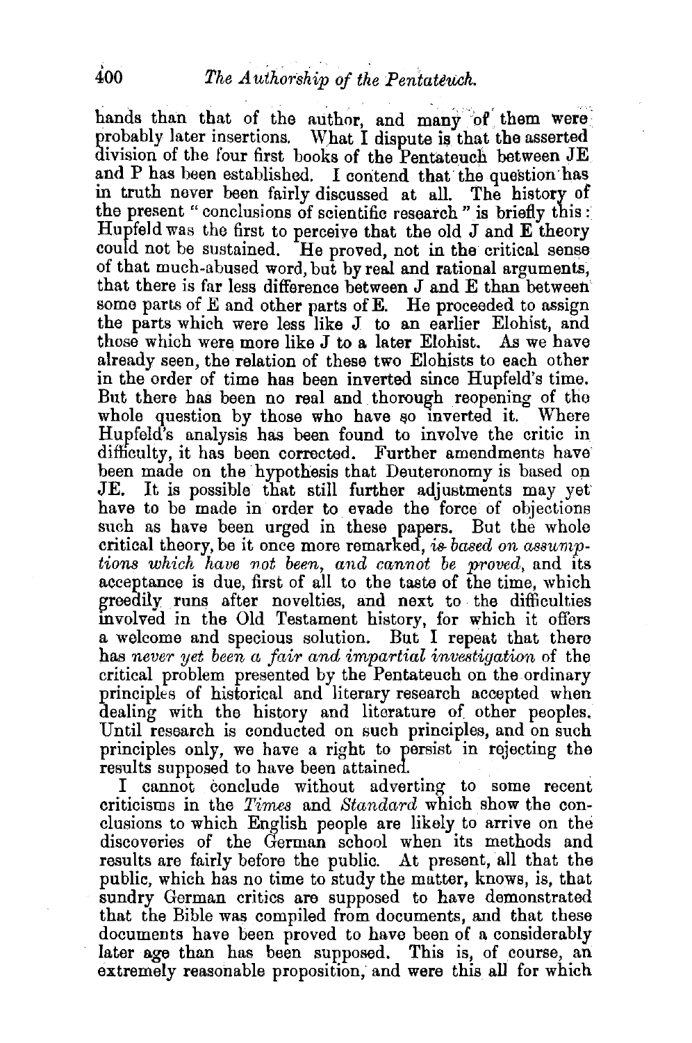hands than that of the author, and many of them were probably later insertions. What I dispute is that the asserted division of the four first books of the Pentateuch between JE and P has been established. I contend that the question has in truth never been fairly discussed at all. The history of the present "conclusions of scientific research" is briefly this: Hupfeld was the first to perceive that the old J and E theory could not be sustained. He proved, not in the critical sense of that much-abused word, but by real and rational arguments, that there is far less difference between J and E than between some parts of E and other parts of E. He proceeded to assign the parts which were less like J to an earlier Elohist, and those which were more like J to a later Elohist. As we have already seen, the relation of these two Elohists to each other in the order of time has been inverted since Hupfeld's time. But there has been no real and thorough reopening of the whole question by those who have so inverted it. Where Hupfeld's analysis has been found to involve the critic in difficulty, it has been corrected. Further amendments have been made on the hypothesis that Deuteronomy is based on JE. It is possible that still further adjustments may yet have to be made in order to evade the force of objections such as have been urged in these papers. But the whole critical theory, be it once more remarked, *is based on assumptions which have not been, and cannot be proved*, and its acceptance is due, first of all to the taste of the time, which greedily runs after novelties, and next to the difficulties involved in the Old Testament history, for which it offers a welcome and specious solution. But I repeat that there has *never yet been a fair and impartial investigation* of the critical problem presented by the Pentateuch on the ordinary principles of historical and literary research accepted when dealing with the history and literature of other peoples. Until research is conducted on such principles, and on such principles only, we have a right to persist in rejecting the results supposed to have been attained.

I cannot conclude without adverting to some recent criticisms in the *Times* and *Standard* which show the conclusions to which English people are likely to arrive on the discoveries of the German school when its methods and results are fairly before the public. At present, all that the public, which has no time to study the matter, knows, is, that sundry German critics are supposed to have demonstrated that the Bible was compiled from documents, and that these documents have been proved to have been of a considerably later age than has been supposed. This is, of course, an extremely reasonable proposition, and were this all for which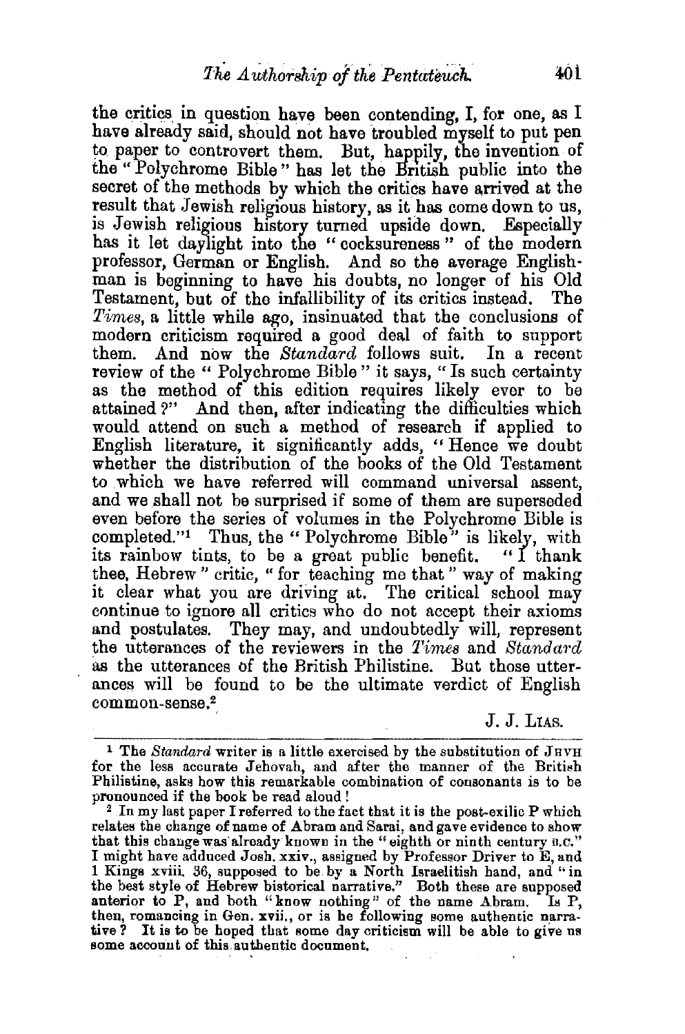the critics in question have been contending, I, for one, as I have already said, should not have troubled myself to put pen to paper to controvert them. But, happily, the invention of the "Polychrome Bible" has let the British public into the secret of the methods by which the critics have arrived at the result that Jewish religious history, as it has come down to us, is Jewish religious history turned upside down. Especially has it let daylight into the "cocksureness" of the modern professor, German or English. And so the average Englishman is beginning to have his doubts, no longer of his Old Testament, but of the infallibility of its critics instead. The *Times*, a little while ago, insinuated that the conclusions of modern criticism required a good deal of faith to support them. And now the *Standard* follows suit. In a recent review of the "Polychrome Bible" it says, "Is such certainty as the method of this edition requires likely ever to be attained?" And then, after indicating the difficulties which would attend on such a method of research if applied to English literature, it significantly adds, "Hence we doubt whether the distribution of the books of the Old Testament to which we have referred will command universal assent, and we shall not be surprised if some of them are superseded even before the series of volumes in the Polychrome Bible is completed."[1] Thus, the "Polychrome Bible" is likely, with its rainbow tints, to be a great public benefit. "I thank thee, Hebrew" critic, "for teaching me that" way of making it clear what you are driving at. The critical school may continue to ignore all critics who do not accept their axioms and postulates. They may, and undoubtedly will, represent the utterances of the reviewers in the *Times* and *Standard* as the utterances of the British Philistine. But those utterances will be found to be the ultimate verdict of English common-sense.[2]

J. J. LIAS.

---

[1] The *Standard* writer is a little exercised by the substitution of JHVH for the less accurate Jehovah, and after the manner of the British Philistine, asks how this remarkable combination of consonants is to be pronounced if the book be read aloud!

[2] In my last paper I referred to the fact that it is the post-exilic P which relates the change of name of Abram and Sarai, and gave evidence to show that this change was already known in the "eighth or ninth century B.C." I might have adduced Josh. xxiv., assigned by Professor Driver to E, and 1 Kings xviii. 36, supposed to be by a North Israelitish hand, and "in the best style of Hebrew historical narrative." Both these are supposed anterior to P, and both "know nothing" of the name Abram. Is P, then, romancing in Gen. xvii., or is he following some authentic narrative? It is to be hoped that some day criticism will be able to give us some account of this authentic document.